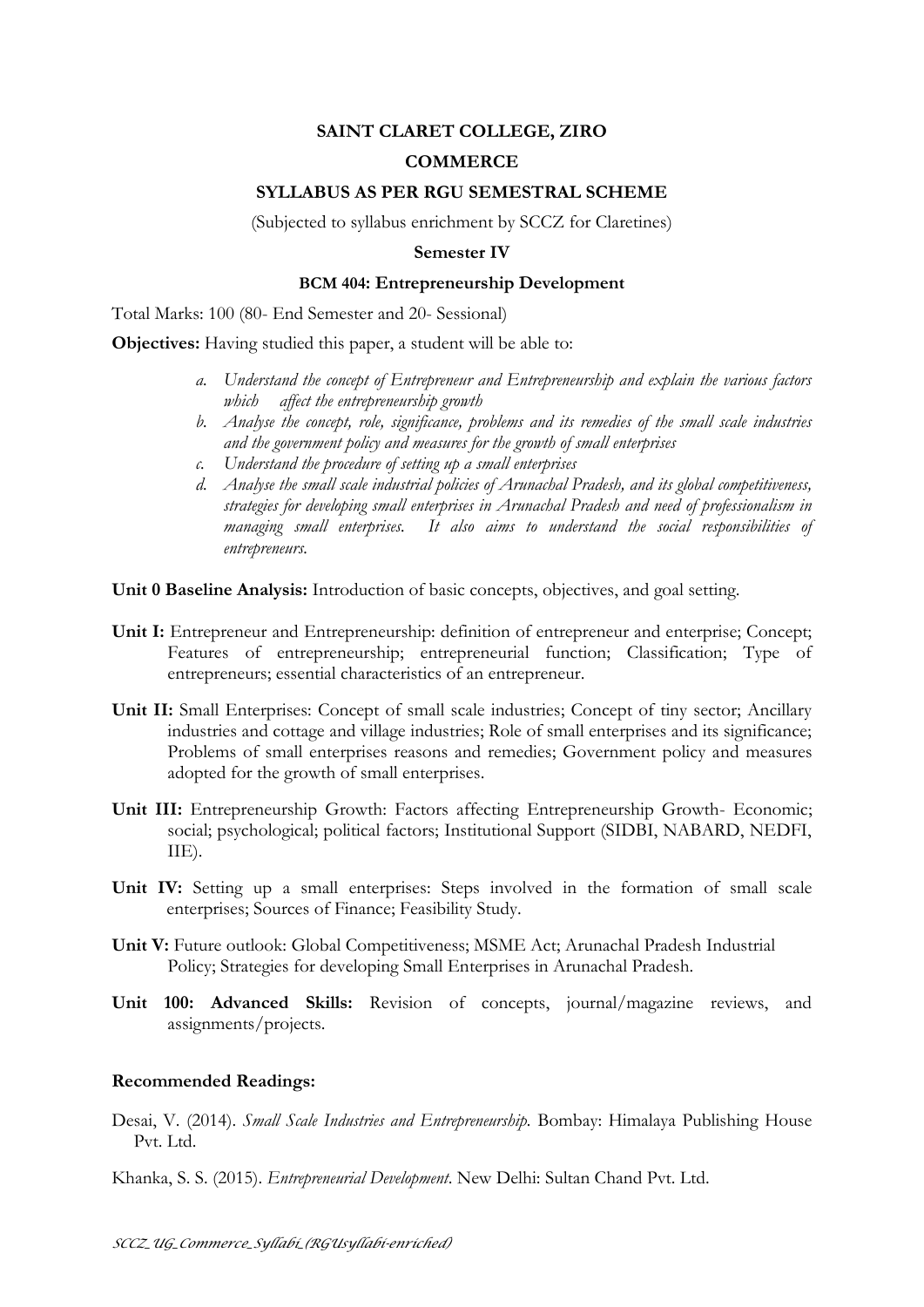**SAINT CLARET COLLEGE, ZIRO**

**COMMERCE**

**SYLLABUS AS PER RGU SEMESTRAL SCHEME**

(Subjected to syllabus enrichment by SCCZ for Claretines)

**Semester IV**

**BCM 404: Entrepreneurship Development**

Total Marks: 100 (80- End Semester and 20- Sessional)

**Objectives:** Having studied this paper, a student will be able to:

a. *Understand the concept of Entrepreneur and Entrepreneurship and explain the various factors which affect the entrepreneurship growth*
b. *Analyse the concept, role, significance, problems and its remedies of the small scale industries and the government policy and measures for the growth of small enterprises*
c. *Understand the procedure of setting up a small enterprises*
d. *Analyse the small scale industrial policies of Arunachal Pradesh, and its global competitiveness, strategies for developing small enterprises in Arunachal Pradesh and need of professionalism in managing small enterprises. It also aims to understand the social responsibilities of entrepreneurs.*

**Unit 0 Baseline Analysis:** Introduction of basic concepts, objectives, and goal setting.

**Unit I:** Entrepreneur and Entrepreneurship: definition of entrepreneur and enterprise; Concept; Features of entrepreneurship; entrepreneurial function; Classification; Type of entrepreneurs; essential characteristics of an entrepreneur.

**Unit II:** Small Enterprises: Concept of small scale industries; Concept of tiny sector; Ancillary industries and cottage and village industries; Role of small enterprises and its significance; Problems of small enterprises reasons and remedies; Government policy and measures adopted for the growth of small enterprises.

**Unit III:** Entrepreneurship Growth: Factors affecting Entrepreneurship Growth- Economic; social; psychological; political factors; Institutional Support (SIDBI, NABARD, NEDFI, IIE).

**Unit IV:** Setting up a small enterprises: Steps involved in the formation of small scale enterprises; Sources of Finance; Feasibility Study.

**Unit V:** Future outlook: Global Competitiveness; MSME Act; Arunachal Pradesh Industrial Policy; Strategies for developing Small Enterprises in Arunachal Pradesh.

**Unit 100: Advanced Skills:** Revision of concepts, journal/magazine reviews, and assignments/projects.

**Recommended Readings:**

Desai, V. (2014). *Small Scale Industries and Entrepreneurship.* Bombay: Himalaya Publishing House Pvt. Ltd.

Khanka, S. S. (2015). *Entrepreneurial Development*. New Delhi: Sultan Chand Pvt. Ltd.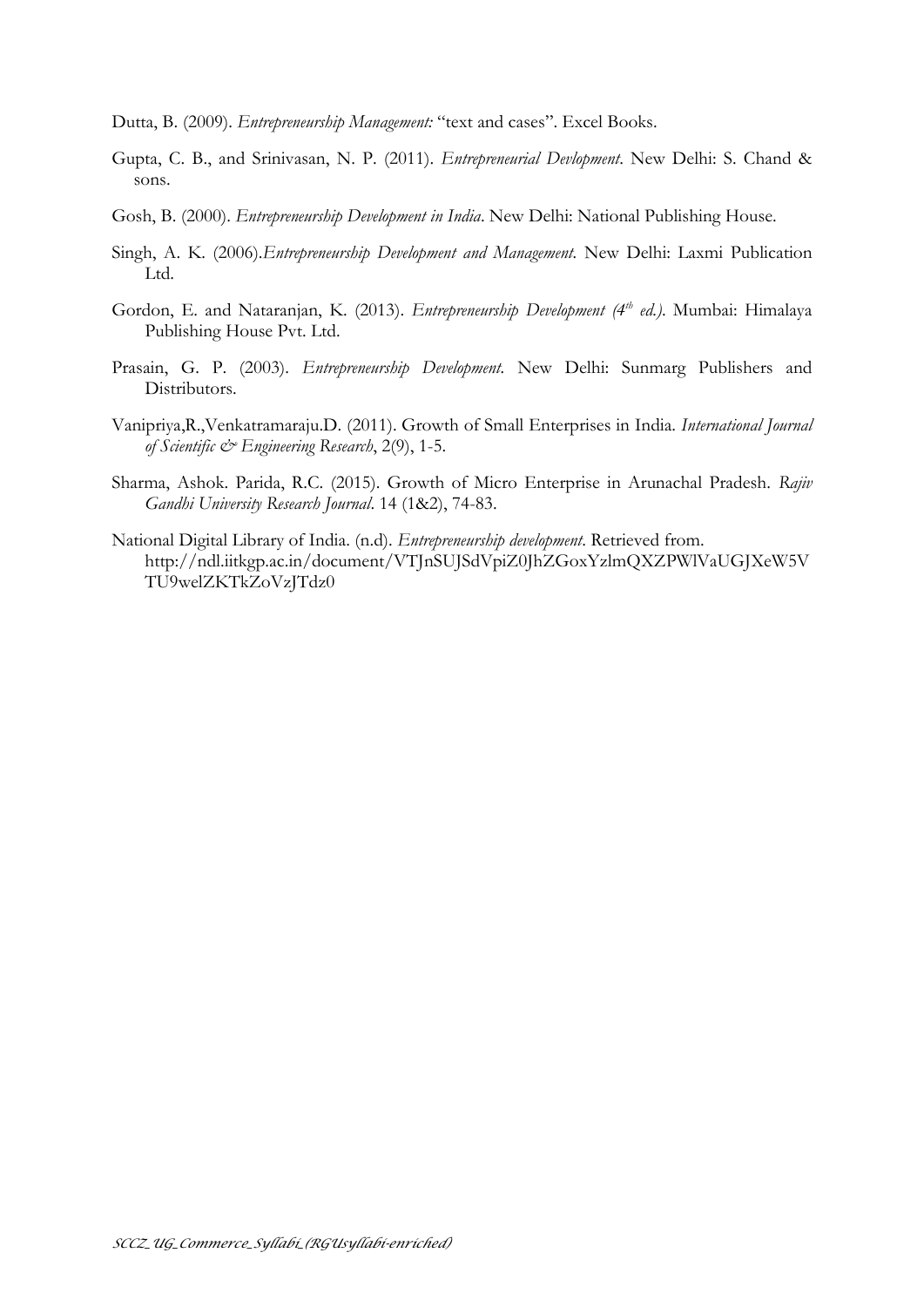Dutta, B. (2009). *Entrepreneurship Management:* "text and cases". Excel Books.

Gupta, C. B., and Srinivasan, N. P. (2011). *Entrepreneurial Devlopment*. New Delhi: S. Chand & sons.

Gosh, B. (2000). *Entrepreneurship Development in India*. New Delhi: National Publishing House.

Singh, A. K. (2006).*Entrepreneurship Development and Management*. New Delhi: Laxmi Publication Ltd.

Gordon, E. and Nataranjan, K. (2013). *Entrepreneurship Development (4th ed.)*. Mumbai: Himalaya Publishing House Pvt. Ltd.

Prasain, G. P. (2003). *Entrepreneurship Development*. New Delhi: Sunmarg Publishers and Distributors.

Vanipriya,R.,Venkatramaraju.D. (2011). Growth of Small Enterprises in India. *International Journal of Scientific & Engineering Research*, 2(9), 1-5.

Sharma, Ashok. Parida, R.C. (2015). Growth of Micro Enterprise in Arunachal Pradesh. *Rajiv Gandhi University Research Journal*. 14 (1&2), 74-83.

National Digital Library of India. (n.d). *Entrepreneurship development*. Retrieved from. http://ndl.iitkgp.ac.in/document/VTJnSUJSdVpiZ0JhZGoxYzlmQXZPWlVaUGJXeW5VTU9welZKTkZoVzJTdz0